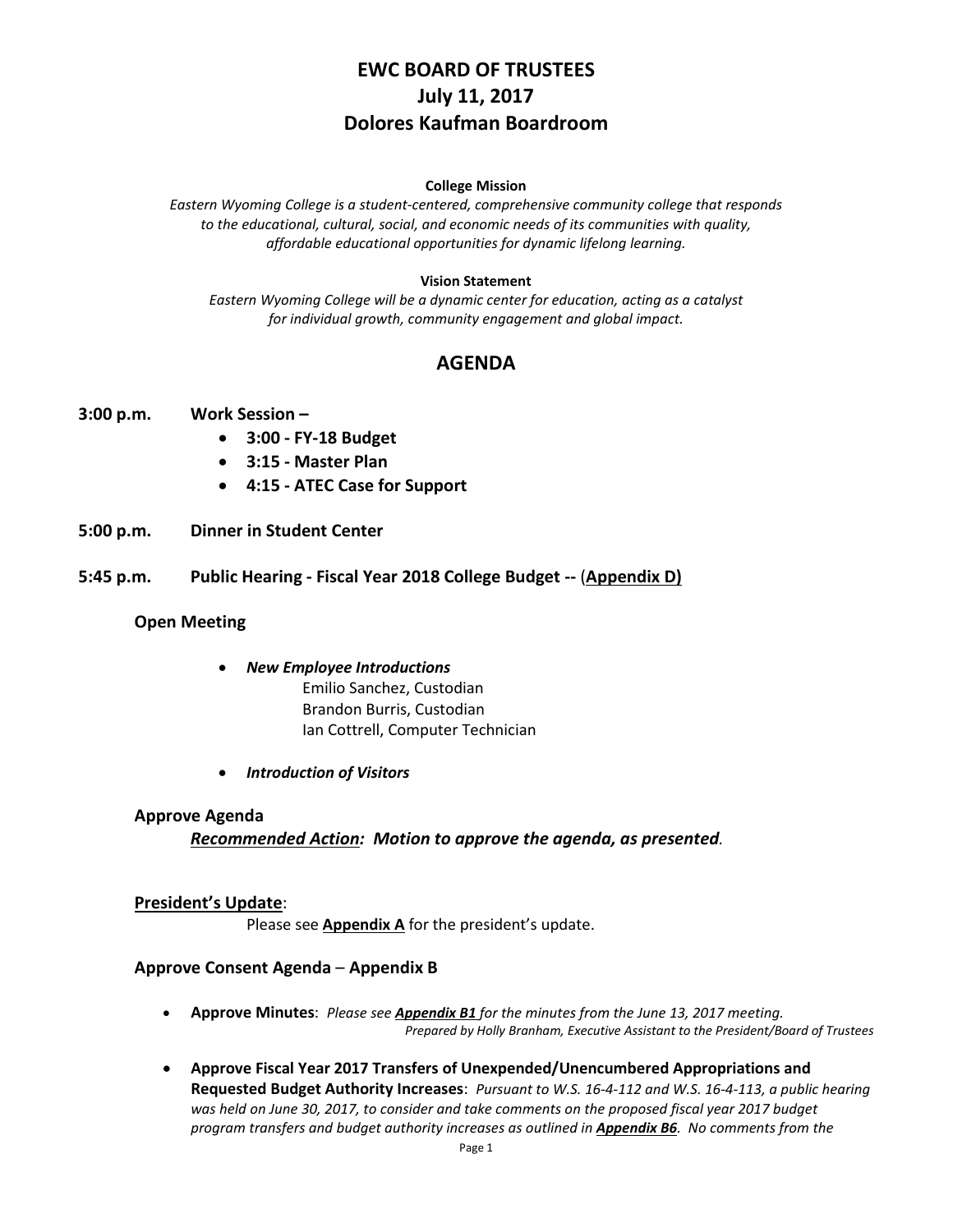# EWC BOARD OF TRUSTEES
# July 11, 2017
# Dolores Kaufman Boardroom

**College Mission**

*Eastern Wyoming College is a student-centered, comprehensive community college that responds to the educational, cultural, social, and economic needs of its communities with quality, affordable educational opportunities for dynamic lifelong learning.*

**Vision Statement**

*Eastern Wyoming College will be a dynamic center for education, acting as a catalyst for individual growth, community engagement and global impact.*

## AGENDA

**3:00 p.m. Work Session –**

- **3:00 - FY-18 Budget**
- **3:15 - Master Plan**
- **4:15 - ATEC Case for Support**

**5:00 p.m. Dinner in Student Center**

**5:45 p.m. Public Hearing - Fiscal Year 2018 College Budget --** (**Appendix D)**

### Open Meeting

- ***New Employee Introductions***
  - Emilio Sanchez, Custodian
  - Brandon Burris, Custodian
  - Ian Cottrell, Computer Technician
- ***Introduction of Visitors***

### Approve Agenda

***Recommended Action:** Motion to approve the agenda, as presented.*

### President's Update:

Please see **Appendix A** for the president's update.

### Approve Consent Agenda – Appendix B

- **Approve Minutes**: *Please see **Appendix B1** for the minutes from the June 13, 2017 meeting.*
  *Prepared by Holly Branham, Executive Assistant to the President/Board of Trustees*
- **Approve Fiscal Year 2017 Transfers of Unexpended/Unencumbered Appropriations and Requested Budget Authority Increases**: *Pursuant to W.S. 16-4-112 and W.S. 16-4-113, a public hearing was held on June 30, 2017, to consider and take comments on the proposed fiscal year 2017 budget program transfers and budget authority increases as outlined in **Appendix B6**. No comments from the*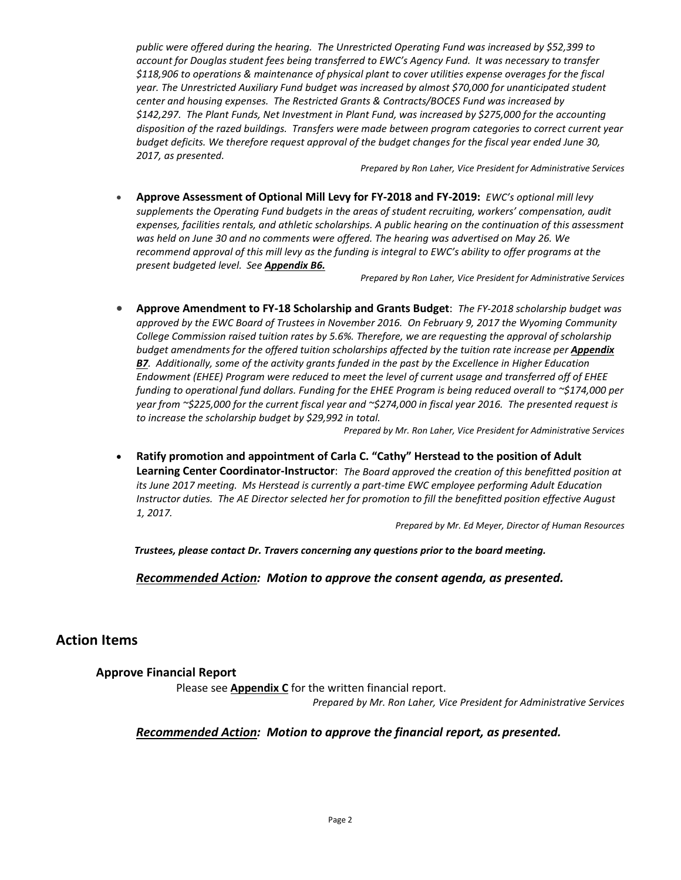*public were offered during the hearing. The Unrestricted Operating Fund was increased by $52,399 to account for Douglas student fees being transferred to EWC's Agency Fund. It was necessary to transfer $118,906 to operations & maintenance of physical plant to cover utilities expense overages for the fiscal year. The Unrestricted Auxiliary Fund budget was increased by almost $70,000 for unanticipated student center and housing expenses. The Restricted Grants & Contracts/BOCES Fund was increased by $142,297. The Plant Funds, Net Investment in Plant Fund, was increased by $275,000 for the accounting disposition of the razed buildings. Transfers were made between program categories to correct current year budget deficits. We therefore request approval of the budget changes for the fiscal year ended June 30, 2017, as presented.*

*Prepared by Ron Laher, Vice President for Administrative Services*

- **Approve Assessment of Optional Mill Levy for FY-2018 and FY-2019:** *EWC's optional mill levy supplements the Operating Fund budgets in the areas of student recruiting, workers' compensation, audit expenses, facilities rentals, and athletic scholarships. A public hearing on the continuation of this assessment was held on June 30 and no comments were offered. The hearing was advertised on May 26. We recommend approval of this mill levy as the funding is integral to EWC's ability to offer programs at the present budgeted level. See* ***Appendix B6.***

  *Prepared by Ron Laher, Vice President for Administrative Services*

- **Approve Amendment to FY-18 Scholarship and Grants Budget**: *The FY-2018 scholarship budget was approved by the EWC Board of Trustees in November 2016. On February 9, 2017 the Wyoming Community College Commission raised tuition rates by 5.6%. Therefore, we are requesting the approval of scholarship budget amendments for the offered tuition scholarships affected by the tuition rate increase per* ***Appendix B7****. Additionally, some of the activity grants funded in the past by the Excellence in Higher Education Endowment (EHEE) Program were reduced to meet the level of current usage and transferred off of EHEE funding to operational fund dollars. Funding for the EHEE Program is being reduced overall to ~$174,000 per year from ~$225,000 for the current fiscal year and ~$274,000 in fiscal year 2016. The presented request is to increase the scholarship budget by $29,992 in total.*

  *Prepared by Mr. Ron Laher, Vice President for Administrative Services*

- **Ratify promotion and appointment of Carla C. "Cathy" Herstead to the position of Adult Learning Center Coordinator-Instructor**: *The Board approved the creation of this benefitted position at its June 2017 meeting. Ms Herstead is currently a part-time EWC employee performing Adult Education Instructor duties. The AE Director selected her for promotion to fill the benefitted position effective August 1, 2017.*

  *Prepared by Mr. Ed Meyer, Director of Human Resources*

***Trustees, please contact Dr. Travers concerning any questions prior to the board meeting.***

***Recommended Action: Motion to approve the consent agenda, as presented.***

## Action Items

### Approve Financial Report

Please see **Appendix C** for the written financial report.

*Prepared by Mr. Ron Laher, Vice President for Administrative Services*

***Recommended Action: Motion to approve the financial report, as presented.***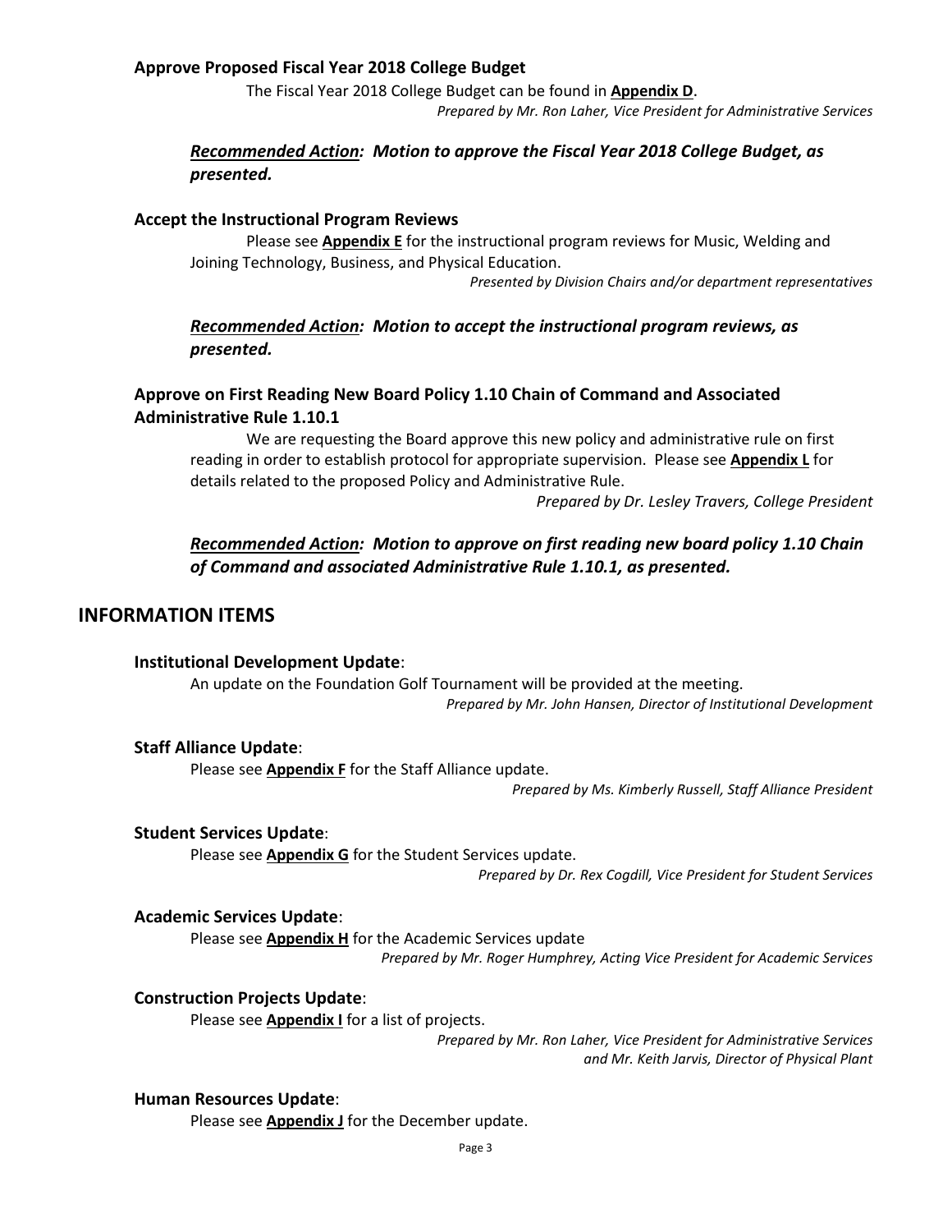### Approve Proposed Fiscal Year 2018 College Budget

The Fiscal Year 2018 College Budget can be found in **Appendix D**.

*Prepared by Mr. Ron Laher, Vice President for Administrative Services*

***Recommended Action: Motion to approve the Fiscal Year 2018 College Budget, as presented.***

### Accept the Instructional Program Reviews

Please see **Appendix E** for the instructional program reviews for Music, Welding and Joining Technology, Business, and Physical Education.

*Presented by Division Chairs and/or department representatives*

***Recommended Action: Motion to accept the instructional program reviews, as presented.***

### Approve on First Reading New Board Policy 1.10 Chain of Command and Associated Administrative Rule 1.10.1

We are requesting the Board approve this new policy and administrative rule on first reading in order to establish protocol for appropriate supervision. Please see **Appendix L** for details related to the proposed Policy and Administrative Rule.

*Prepared by Dr. Lesley Travers, College President*

***Recommended Action: Motion to approve on first reading new board policy 1.10 Chain of Command and associated Administrative Rule 1.10.1, as presented.***

## INFORMATION ITEMS

### Institutional Development Update:

An update on the Foundation Golf Tournament will be provided at the meeting.

*Prepared by Mr. John Hansen, Director of Institutional Development*

### Staff Alliance Update:

Please see **Appendix F** for the Staff Alliance update.

*Prepared by Ms. Kimberly Russell, Staff Alliance President*

### Student Services Update:

Please see **Appendix G** for the Student Services update.

*Prepared by Dr. Rex Cogdill, Vice President for Student Services*

### Academic Services Update:

Please see **Appendix H** for the Academic Services update

*Prepared by Mr. Roger Humphrey, Acting Vice President for Academic Services*

### Construction Projects Update:

Please see **Appendix I** for a list of projects.

*Prepared by Mr. Ron Laher, Vice President for Administrative Services and Mr. Keith Jarvis, Director of Physical Plant*

### Human Resources Update:

Please see **Appendix J** for the December update.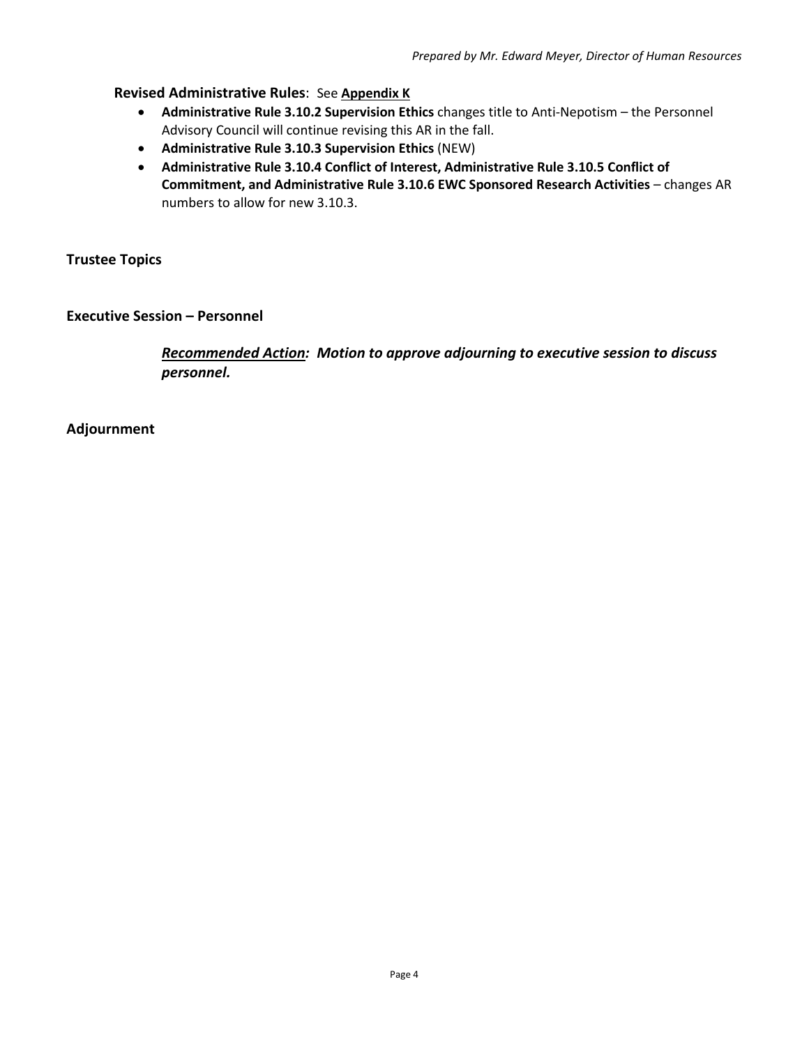*Prepared by Mr. Edward Meyer, Director of Human Resources*

**Revised Administrative Rules**: See **Appendix K**

- **Administrative Rule 3.10.2 Supervision Ethics** changes title to Anti-Nepotism – the Personnel Advisory Council will continue revising this AR in the fall.
- **Administrative Rule 3.10.3 Supervision Ethics** (NEW)
- **Administrative Rule 3.10.4 Conflict of Interest, Administrative Rule 3.10.5 Conflict of Commitment, and Administrative Rule 3.10.6 EWC Sponsored Research Activities** – changes AR numbers to allow for new 3.10.3.

**Trustee Topics**

**Executive Session – Personnel**

***Recommended Action:** Motion to approve adjourning to executive session to discuss personnel.*

**Adjournment**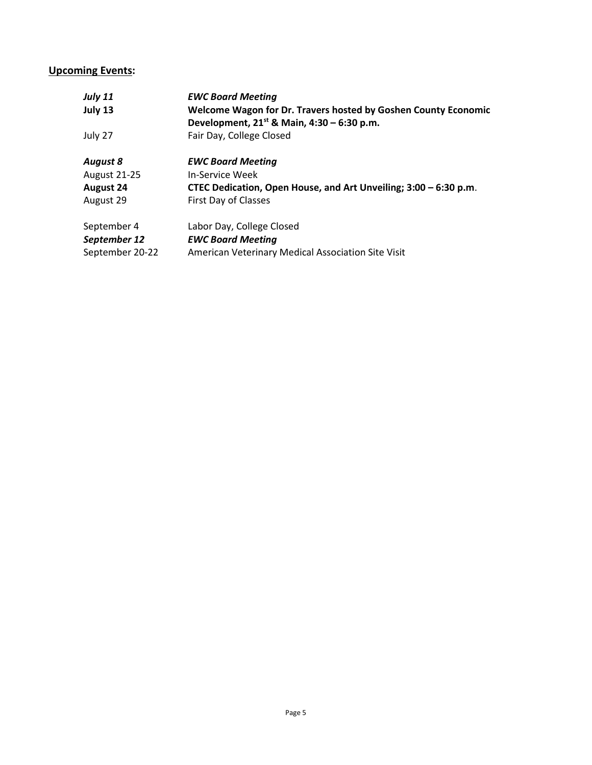**<u>Upcoming Events</u>:**

| | |
|---|---|
| ***July 11*** | ***EWC Board Meeting*** |
| **July 13** | **Welcome Wagon for Dr. Travers hosted by Goshen County Economic Development, 21st & Main, 4:30 – 6:30 p.m.** |
| July 27 | Fair Day, College Closed |
| ***August 8*** | ***EWC Board Meeting*** |
| August 21-25 | In-Service Week |
| **August 24** | **CTEC Dedication, Open House, and Art Unveiling; 3:00 – 6:30 p.m**. |
| August 29 | First Day of Classes |
| September 4 | Labor Day, College Closed |
| ***September 12*** | ***EWC Board Meeting*** |
| September 20-22 | American Veterinary Medical Association Site Visit |